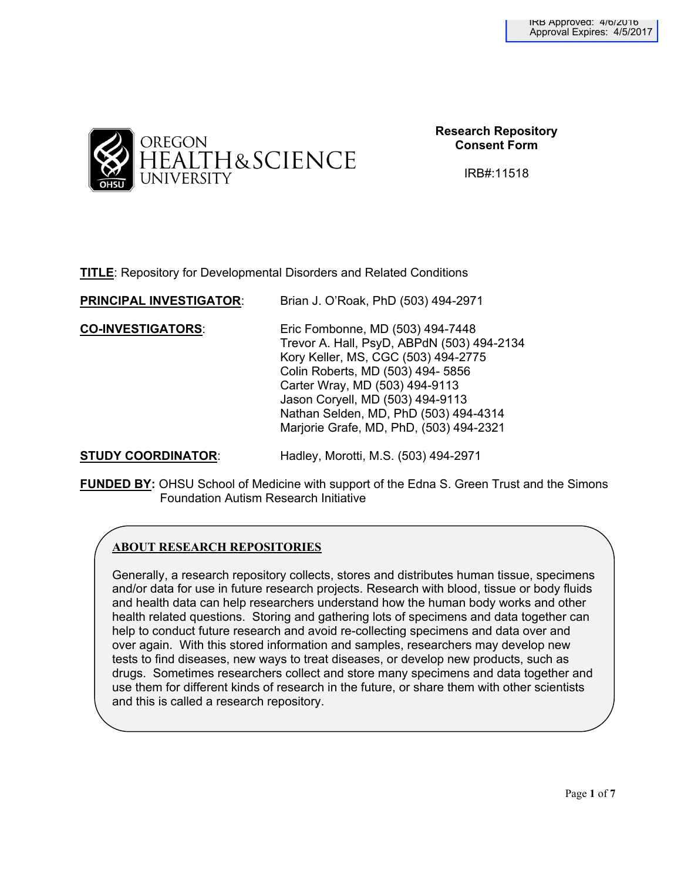IRB Approved: 4/6/2016
Approval Expires: 4/5/2017

OREGON HEALTH & SCIENCE UNIVERSITY

**Research Repository Consent Form**

IRB#:11518

**TITLE**: Repository for Developmental Disorders and Related Conditions

**PRINCIPAL INVESTIGATOR**: Brian J. O'Roak, PhD (503) 494-2971

**CO-INVESTIGATORS**:
Eric Fombonne, MD (503) 494-7448
Trevor A. Hall, PsyD, ABPdN (503) 494-2134
Kory Keller, MS, CGC (503) 494-2775
Colin Roberts, MD (503) 494- 5856
Carter Wray, MD (503) 494-9113
Jason Coryell, MD (503) 494-9113
Nathan Selden, MD, PhD (503) 494-4314
Marjorie Grafe, MD, PhD, (503) 494-2321

**STUDY COORDINATOR**: Hadley, Morotti, M.S. (503) 494-2971

**FUNDED BY:** OHSU School of Medicine with support of the Edna S. Green Trust and the Simons Foundation Autism Research Initiative

## ABOUT RESEARCH REPOSITORIES

Generally, a research repository collects, stores and distributes human tissue, specimens and/or data for use in future research projects. Research with blood, tissue or body fluids and health data can help researchers understand how the human body works and other health related questions. Storing and gathering lots of specimens and data together can help to conduct future research and avoid re-collecting specimens and data over and over again. With this stored information and samples, researchers may develop new tests to find diseases, new ways to treat diseases, or develop new products, such as drugs. Sometimes researchers collect and store many specimens and data together and use them for different kinds of research in the future, or share them with other scientists and this is called a research repository.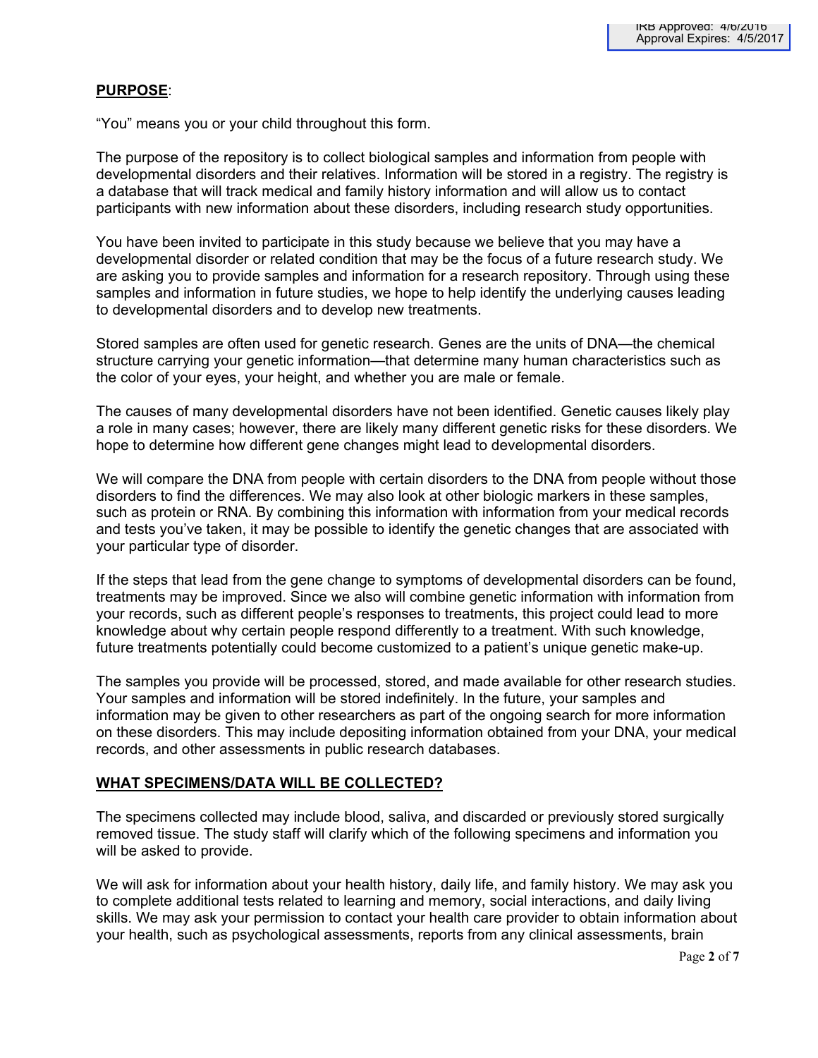**PURPOSE**:

"You" means you or your child throughout this form.

The purpose of the repository is to collect biological samples and information from people with developmental disorders and their relatives. Information will be stored in a registry. The registry is a database that will track medical and family history information and will allow us to contact participants with new information about these disorders, including research study opportunities.

You have been invited to participate in this study because we believe that you may have a developmental disorder or related condition that may be the focus of a future research study. We are asking you to provide samples and information for a research repository. Through using these samples and information in future studies, we hope to help identify the underlying causes leading to developmental disorders and to develop new treatments.

Stored samples are often used for genetic research. Genes are the units of DNA—the chemical structure carrying your genetic information—that determine many human characteristics such as the color of your eyes, your height, and whether you are male or female.

The causes of many developmental disorders have not been identified. Genetic causes likely play a role in many cases; however, there are likely many different genetic risks for these disorders. We hope to determine how different gene changes might lead to developmental disorders.

We will compare the DNA from people with certain disorders to the DNA from people without those disorders to find the differences. We may also look at other biologic markers in these samples, such as protein or RNA. By combining this information with information from your medical records and tests you've taken, it may be possible to identify the genetic changes that are associated with your particular type of disorder.

If the steps that lead from the gene change to symptoms of developmental disorders can be found, treatments may be improved. Since we also will combine genetic information with information from your records, such as different people's responses to treatments, this project could lead to more knowledge about why certain people respond differently to a treatment. With such knowledge, future treatments potentially could become customized to a patient's unique genetic make-up.

The samples you provide will be processed, stored, and made available for other research studies. Your samples and information will be stored indefinitely. In the future, your samples and information may be given to other researchers as part of the ongoing search for more information on these disorders. This may include depositing information obtained from your DNA, your medical records, and other assessments in public research databases.

**WHAT SPECIMENS/DATA WILL BE COLLECTED?**

The specimens collected may include blood, saliva, and discarded or previously stored surgically removed tissue. The study staff will clarify which of the following specimens and information you will be asked to provide.

We will ask for information about your health history, daily life, and family history. We may ask you to complete additional tests related to learning and memory, social interactions, and daily living skills. We may ask your permission to contact your health care provider to obtain information about your health, such as psychological assessments, reports from any clinical assessments, brain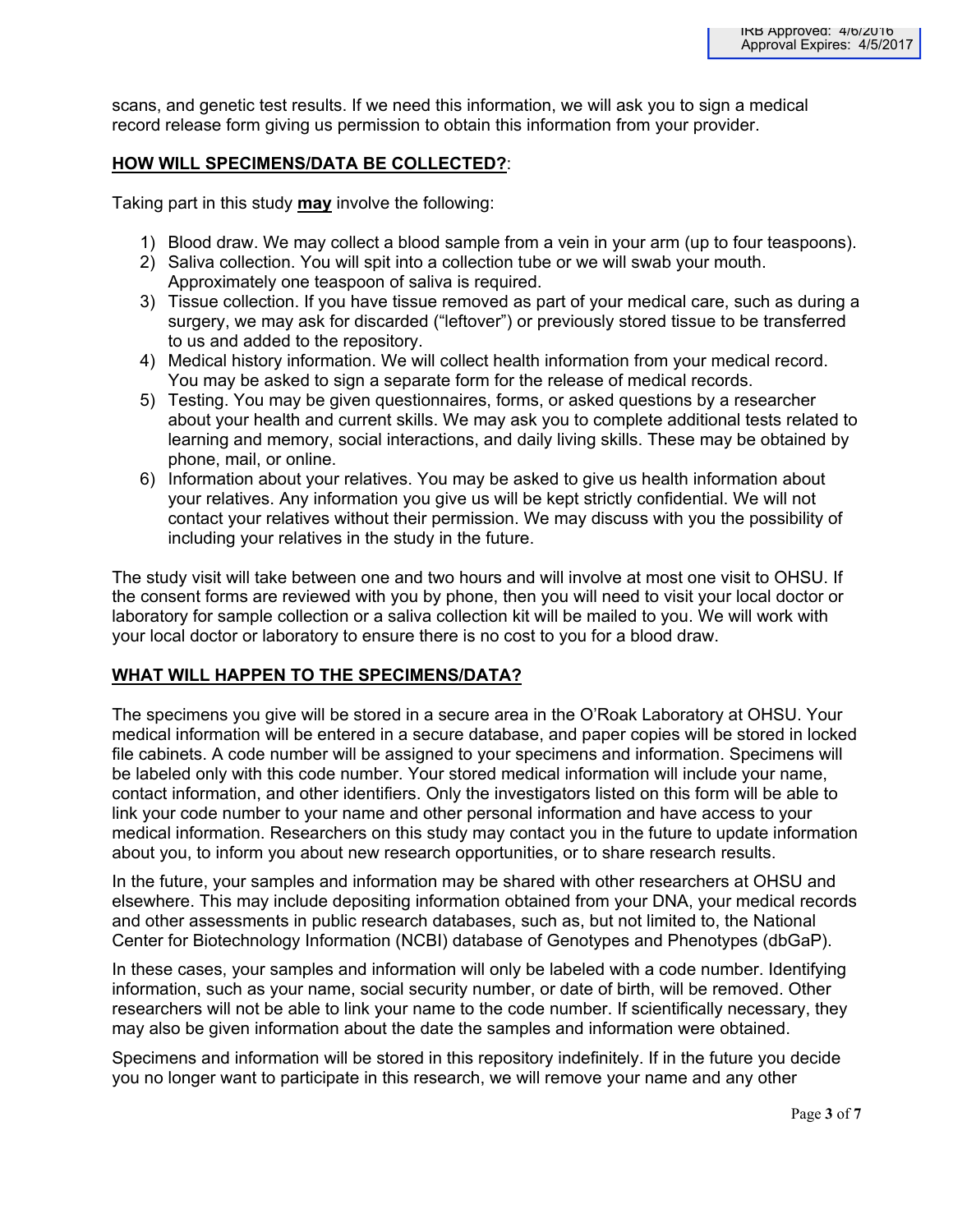scans, and genetic test results. If we need this information, we will ask you to sign a medical record release form giving us permission to obtain this information from your provider.

## **HOW WILL SPECIMENS/DATA BE COLLECTED?**:

Taking part in this study **may** involve the following:

1) Blood draw. We may collect a blood sample from a vein in your arm (up to four teaspoons).
2) Saliva collection. You will spit into a collection tube or we will swab your mouth. Approximately one teaspoon of saliva is required.
3) Tissue collection. If you have tissue removed as part of your medical care, such as during a surgery, we may ask for discarded ("leftover") or previously stored tissue to be transferred to us and added to the repository.
4) Medical history information. We will collect health information from your medical record. You may be asked to sign a separate form for the release of medical records.
5) Testing. You may be given questionnaires, forms, or asked questions by a researcher about your health and current skills. We may ask you to complete additional tests related to learning and memory, social interactions, and daily living skills. These may be obtained by phone, mail, or online.
6) Information about your relatives. You may be asked to give us health information about your relatives. Any information you give us will be kept strictly confidential. We will not contact your relatives without their permission. We may discuss with you the possibility of including your relatives in the study in the future.

The study visit will take between one and two hours and will involve at most one visit to OHSU. If the consent forms are reviewed with you by phone, then you will need to visit your local doctor or laboratory for sample collection or a saliva collection kit will be mailed to you. We will work with your local doctor or laboratory to ensure there is no cost to you for a blood draw.

## **WHAT WILL HAPPEN TO THE SPECIMENS/DATA?**

The specimens you give will be stored in a secure area in the O'Roak Laboratory at OHSU. Your medical information will be entered in a secure database, and paper copies will be stored in locked file cabinets. A code number will be assigned to your specimens and information. Specimens will be labeled only with this code number. Your stored medical information will include your name, contact information, and other identifiers. Only the investigators listed on this form will be able to link your code number to your name and other personal information and have access to your medical information. Researchers on this study may contact you in the future to update information about you, to inform you about new research opportunities, or to share research results.

In the future, your samples and information may be shared with other researchers at OHSU and elsewhere. This may include depositing information obtained from your DNA, your medical records and other assessments in public research databases, such as, but not limited to, the National Center for Biotechnology Information (NCBI) database of Genotypes and Phenotypes (dbGaP).

In these cases, your samples and information will only be labeled with a code number. Identifying information, such as your name, social security number, or date of birth, will be removed. Other researchers will not be able to link your name to the code number. If scientifically necessary, they may also be given information about the date the samples and information were obtained.

Specimens and information will be stored in this repository indefinitely. If in the future you decide you no longer want to participate in this research, we will remove your name and any other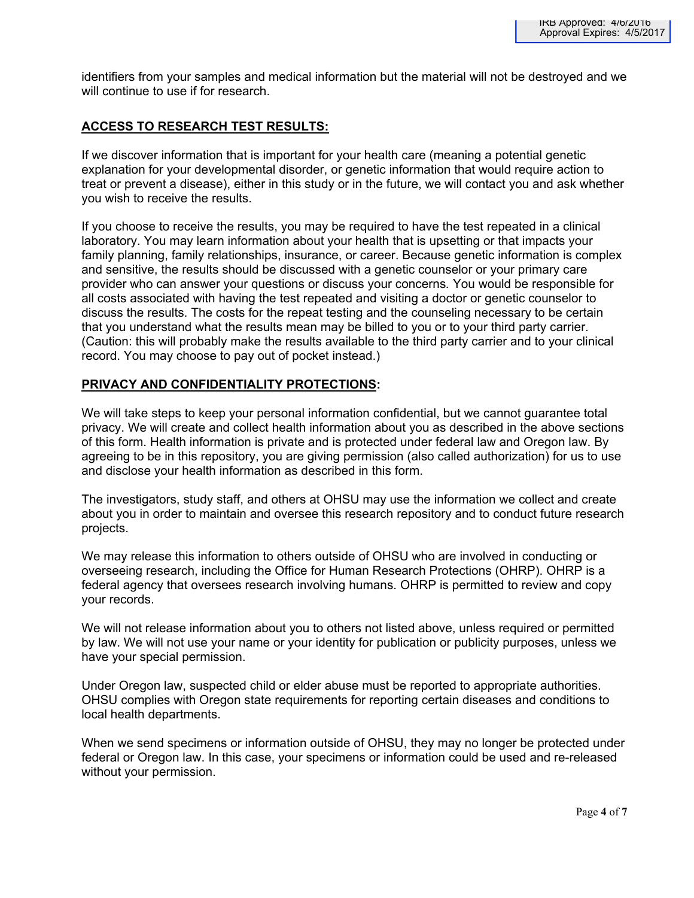identifiers from your samples and medical information but the material will not be destroyed and we will continue to use if for research.

## ACCESS TO RESEARCH TEST RESULTS:

If we discover information that is important for your health care (meaning a potential genetic explanation for your developmental disorder, or genetic information that would require action to treat or prevent a disease), either in this study or in the future, we will contact you and ask whether you wish to receive the results.

If you choose to receive the results, you may be required to have the test repeated in a clinical laboratory. You may learn information about your health that is upsetting or that impacts your family planning, family relationships, insurance, or career. Because genetic information is complex and sensitive, the results should be discussed with a genetic counselor or your primary care provider who can answer your questions or discuss your concerns. You would be responsible for all costs associated with having the test repeated and visiting a doctor or genetic counselor to discuss the results. The costs for the repeat testing and the counseling necessary to be certain that you understand what the results mean may be billed to you or to your third party carrier. (Caution: this will probably make the results available to the third party carrier and to your clinical record. You may choose to pay out of pocket instead.)

## PRIVACY AND CONFIDENTIALITY PROTECTIONS:

We will take steps to keep your personal information confidential, but we cannot guarantee total privacy. We will create and collect health information about you as described in the above sections of this form. Health information is private and is protected under federal law and Oregon law. By agreeing to be in this repository, you are giving permission (also called authorization) for us to use and disclose your health information as described in this form.

The investigators, study staff, and others at OHSU may use the information we collect and create about you in order to maintain and oversee this research repository and to conduct future research projects.

We may release this information to others outside of OHSU who are involved in conducting or overseeing research, including the Office for Human Research Protections (OHRP). OHRP is a federal agency that oversees research involving humans. OHRP is permitted to review and copy your records.

We will not release information about you to others not listed above, unless required or permitted by law. We will not use your name or your identity for publication or publicity purposes, unless we have your special permission.

Under Oregon law, suspected child or elder abuse must be reported to appropriate authorities. OHSU complies with Oregon state requirements for reporting certain diseases and conditions to local health departments.

When we send specimens or information outside of OHSU, they may no longer be protected under federal or Oregon law. In this case, your specimens or information could be used and re-released without your permission.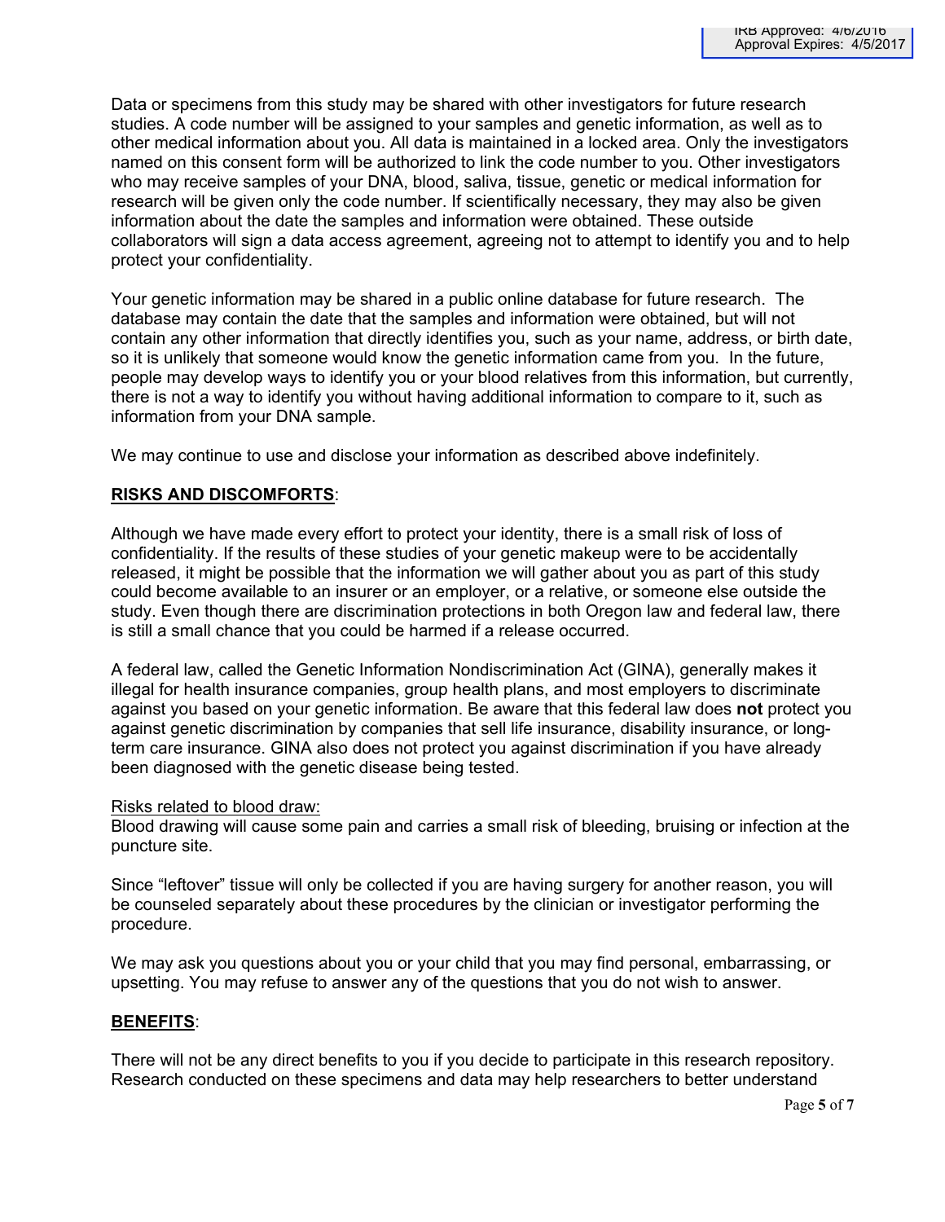Data or specimens from this study may be shared with other investigators for future research studies. A code number will be assigned to your samples and genetic information, as well as to other medical information about you. All data is maintained in a locked area. Only the investigators named on this consent form will be authorized to link the code number to you. Other investigators who may receive samples of your DNA, blood, saliva, tissue, genetic or medical information for research will be given only the code number. If scientifically necessary, they may also be given information about the date the samples and information were obtained. These outside collaborators will sign a data access agreement, agreeing not to attempt to identify you and to help protect your confidentiality.

Your genetic information may be shared in a public online database for future research. The database may contain the date that the samples and information were obtained, but will not contain any other information that directly identifies you, such as your name, address, or birth date, so it is unlikely that someone would know the genetic information came from you. In the future, people may develop ways to identify you or your blood relatives from this information, but currently, there is not a way to identify you without having additional information to compare to it, such as information from your DNA sample.

We may continue to use and disclose your information as described above indefinitely.

## RISKS AND DISCOMFORTS:

Although we have made every effort to protect your identity, there is a small risk of loss of confidentiality. If the results of these studies of your genetic makeup were to be accidentally released, it might be possible that the information we will gather about you as part of this study could become available to an insurer or an employer, or a relative, or someone else outside the study. Even though there are discrimination protections in both Oregon law and federal law, there is still a small chance that you could be harmed if a release occurred.

A federal law, called the Genetic Information Nondiscrimination Act (GINA), generally makes it illegal for health insurance companies, group health plans, and most employers to discriminate against you based on your genetic information. Be aware that this federal law does **not** protect you against genetic discrimination by companies that sell life insurance, disability insurance, or long-term care insurance. GINA also does not protect you against discrimination if you have already been diagnosed with the genetic disease being tested.

Risks related to blood draw:
Blood drawing will cause some pain and carries a small risk of bleeding, bruising or infection at the puncture site.

Since "leftover" tissue will only be collected if you are having surgery for another reason, you will be counseled separately about these procedures by the clinician or investigator performing the procedure.

We may ask you questions about you or your child that you may find personal, embarrassing, or upsetting. You may refuse to answer any of the questions that you do not wish to answer.

## BENEFITS:

There will not be any direct benefits to you if you decide to participate in this research repository. Research conducted on these specimens and data may help researchers to better understand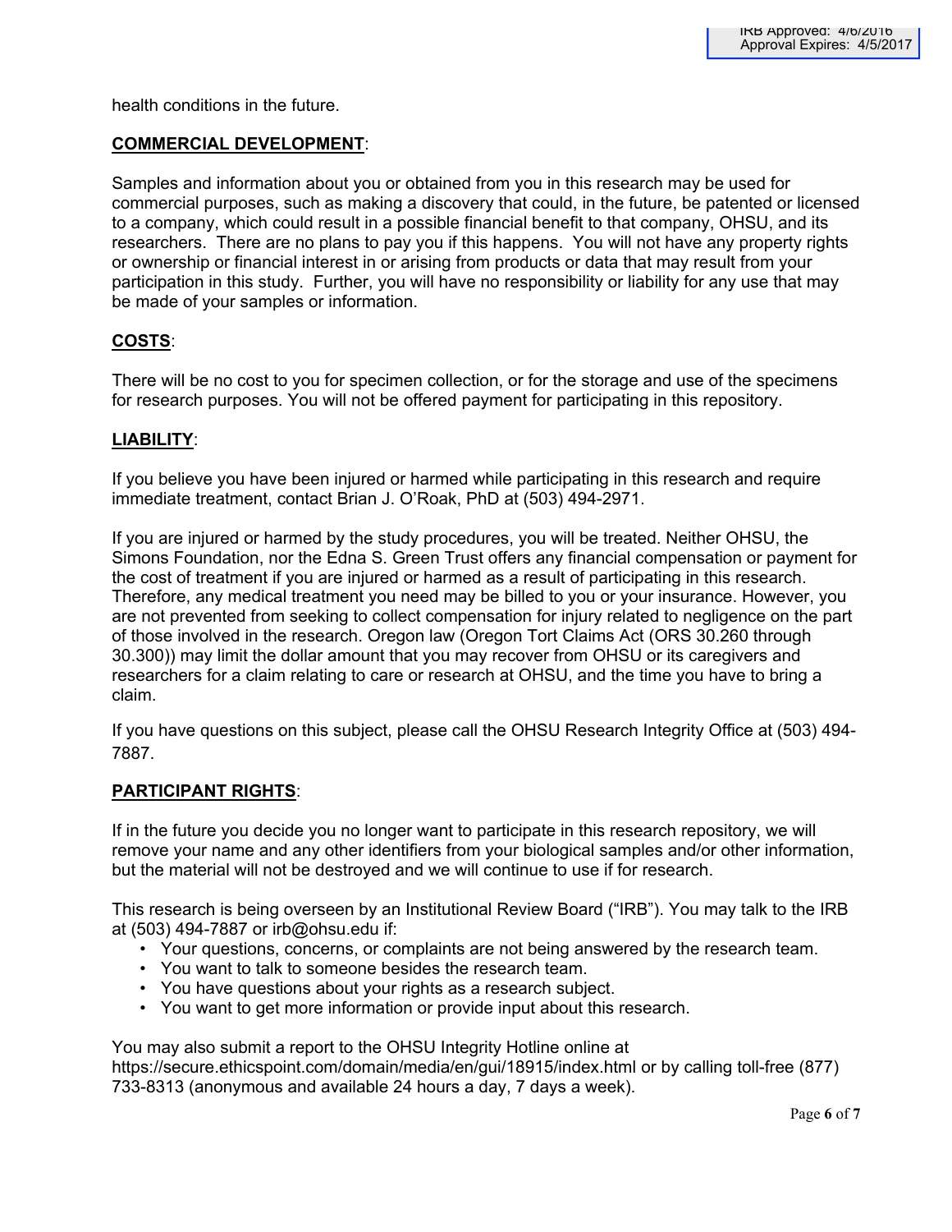health conditions in the future.

**COMMERCIAL DEVELOPMENT**:

Samples and information about you or obtained from you in this research may be used for commercial purposes, such as making a discovery that could, in the future, be patented or licensed to a company, which could result in a possible financial benefit to that company, OHSU, and its researchers. There are no plans to pay you if this happens. You will not have any property rights or ownership or financial interest in or arising from products or data that may result from your participation in this study. Further, you will have no responsibility or liability for any use that may be made of your samples or information.

**COSTS**:

There will be no cost to you for specimen collection, or for the storage and use of the specimens for research purposes. You will not be offered payment for participating in this repository.

**LIABILITY**:

If you believe you have been injured or harmed while participating in this research and require immediate treatment, contact Brian J. O'Roak, PhD at (503) 494-2971.

If you are injured or harmed by the study procedures, you will be treated. Neither OHSU, the Simons Foundation, nor the Edna S. Green Trust offers any financial compensation or payment for the cost of treatment if you are injured or harmed as a result of participating in this research. Therefore, any medical treatment you need may be billed to you or your insurance. However, you are not prevented from seeking to collect compensation for injury related to negligence on the part of those involved in the research. Oregon law (Oregon Tort Claims Act (ORS 30.260 through 30.300)) may limit the dollar amount that you may recover from OHSU or its caregivers and researchers for a claim relating to care or research at OHSU, and the time you have to bring a claim.

If you have questions on this subject, please call the OHSU Research Integrity Office at (503) 494-7887.

**PARTICIPANT RIGHTS**:

If in the future you decide you no longer want to participate in this research repository, we will remove your name and any other identifiers from your biological samples and/or other information, but the material will not be destroyed and we will continue to use if for research.

This research is being overseen by an Institutional Review Board ("IRB"). You may talk to the IRB at (503) 494-7887 or irb@ohsu.edu if:

- Your questions, concerns, or complaints are not being answered by the research team.
- You want to talk to someone besides the research team.
- You have questions about your rights as a research subject.
- You want to get more information or provide input about this research.

You may also submit a report to the OHSU Integrity Hotline online at https://secure.ethicspoint.com/domain/media/en/gui/18915/index.html or by calling toll-free (877) 733-8313 (anonymous and available 24 hours a day, 7 days a week).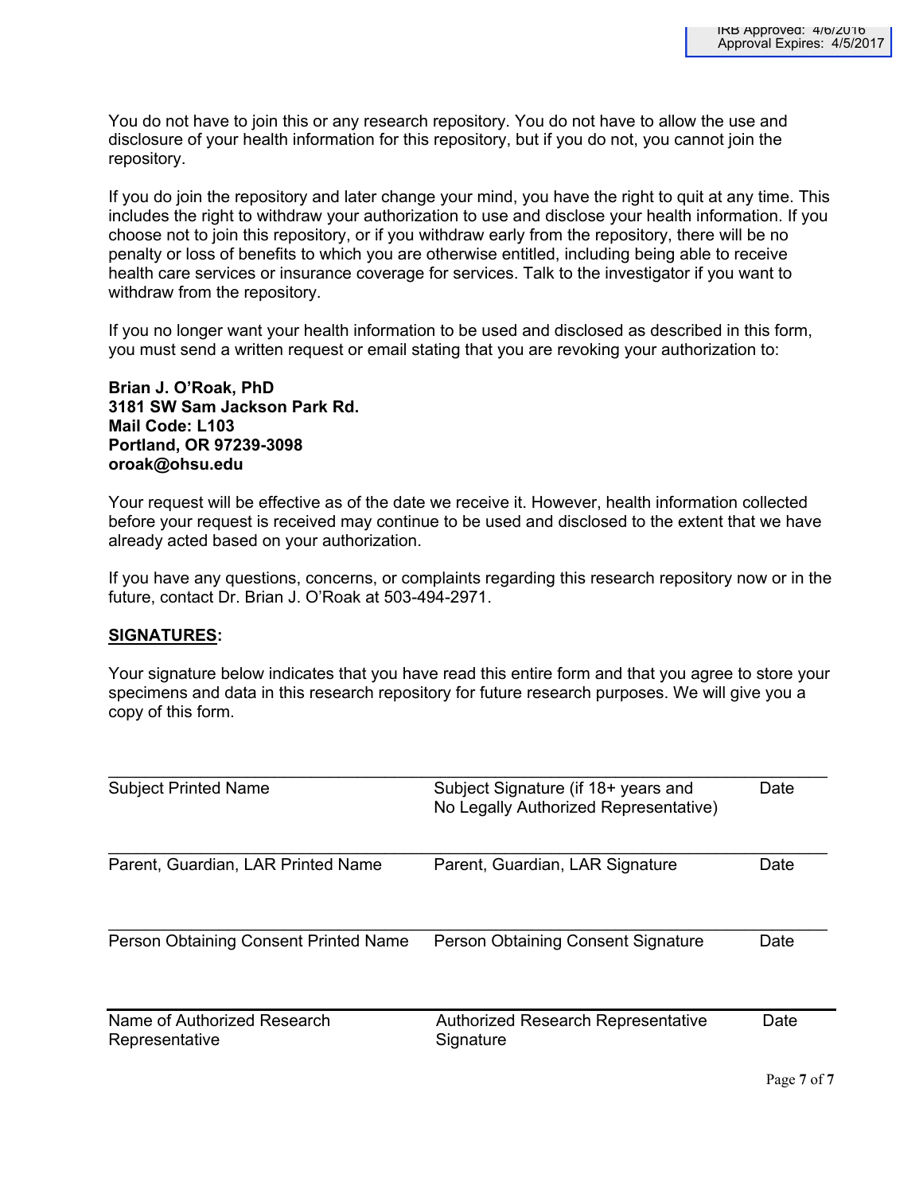You do not have to join this or any research repository. You do not have to allow the use and disclosure of your health information for this repository, but if you do not, you cannot join the repository.

If you do join the repository and later change your mind, you have the right to quit at any time. This includes the right to withdraw your authorization to use and disclose your health information. If you choose not to join this repository, or if you withdraw early from the repository, there will be no penalty or loss of benefits to which you are otherwise entitled, including being able to receive health care services or insurance coverage for services. Talk to the investigator if you want to withdraw from the repository.

If you no longer want your health information to be used and disclosed as described in this form, you must send a written request or email stating that you are revoking your authorization to:

**Brian J. O'Roak, PhD**
**3181 SW Sam Jackson Park Rd.**
**Mail Code: L103**
**Portland, OR 97239-3098**
**oroak@ohsu.edu**

Your request will be effective as of the date we receive it. However, health information collected before your request is received may continue to be used and disclosed to the extent that we have already acted based on your authorization.

If you have any questions, concerns, or complaints regarding this research repository now or in the future, contact Dr. Brian J. O'Roak at 503-494-2971.

**SIGNATURES:**

Your signature below indicates that you have read this entire form and that you agree to store your specimens and data in this research repository for future research purposes. We will give you a copy of this form.

___________________________________________________________________________

Subject Printed Name    Subject Signature (if 18+ years and No Legally Authorized Representative)    Date

___________________________________________________________________________

Parent, Guardian, LAR Printed Name    Parent, Guardian, LAR Signature    Date

___________________________________________________________________________

Person Obtaining Consent Printed Name    Person Obtaining Consent Signature    Date

___________________________________________________________________________

Name of Authorized Research Representative    Authorized Research Representative Signature    Date